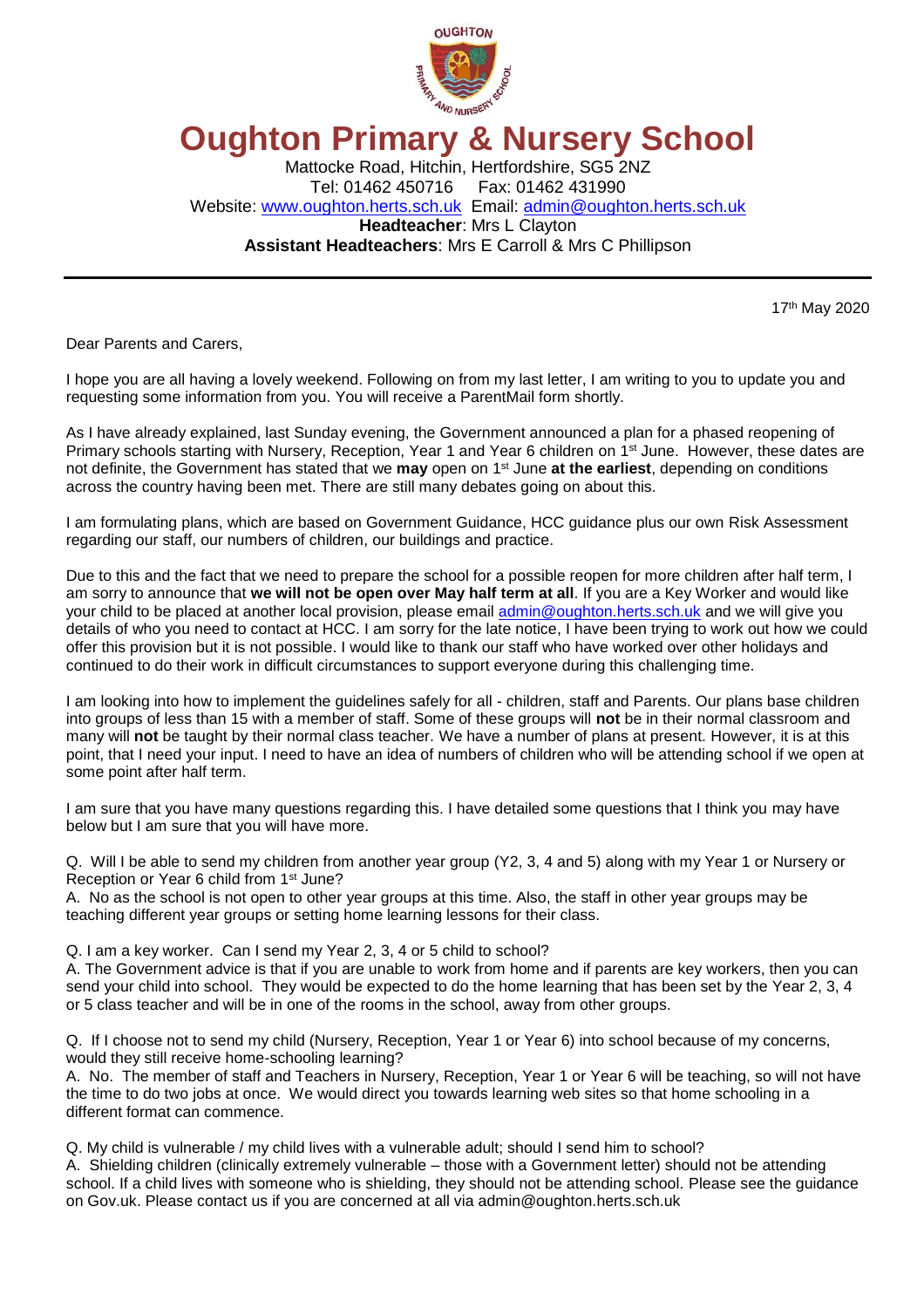# Oughton Primary & Nursery School

Mattocke Road, Hitchin, Hertfordshire, SG5 2NZ
Tel: 01462 450716 Fax: 01462 431990
Website: www.oughton.herts.sch.uk Email: admin@oughton.herts.sch.uk
**Headteacher**: Mrs L Clayton
**Assistant Headteachers**: Mrs E Carroll & Mrs C Phillipson

---

17th May 2020

Dear Parents and Carers,

I hope you are all having a lovely weekend. Following on from my last letter, I am writing to you to update you and requesting some information from you. You will receive a ParentMail form shortly.

As I have already explained, last Sunday evening, the Government announced a plan for a phased reopening of Primary schools starting with Nursery, Reception, Year 1 and Year 6 children on 1st June. However, these dates are not definite, the Government has stated that we **may** open on 1st June **at the earliest**, depending on conditions across the country having been met. There are still many debates going on about this.

I am formulating plans, which are based on Government Guidance, HCC guidance plus our own Risk Assessment regarding our staff, our numbers of children, our buildings and practice.

Due to this and the fact that we need to prepare the school for a possible reopen for more children after half term, I am sorry to announce that **we will not be open over May half term at all**. If you are a Key Worker and would like your child to be placed at another local provision, please email admin@oughton.herts.sch.uk and we will give you details of who you need to contact at HCC. I am sorry for the late notice, I have been trying to work out how we could offer this provision but it is not possible. I would like to thank our staff who have worked over other holidays and continued to do their work in difficult circumstances to support everyone during this challenging time.

I am looking into how to implement the guidelines safely for all - children, staff and Parents. Our plans base children into groups of less than 15 with a member of staff. Some of these groups will **not** be in their normal classroom and many will **not** be taught by their normal class teacher. We have a number of plans at present. However, it is at this point, that I need your input. I need to have an idea of numbers of children who will be attending school if we open at some point after half term.

I am sure that you have many questions regarding this. I have detailed some questions that I think you may have below but I am sure that you will have more.

Q. Will I be able to send my children from another year group (Y2, 3, 4 and 5) along with my Year 1 or Nursery or Reception or Year 6 child from 1st June?
A. No as the school is not open to other year groups at this time. Also, the staff in other year groups may be teaching different year groups or setting home learning lessons for their class.

Q. I am a key worker. Can I send my Year 2, 3, 4 or 5 child to school?
A. The Government advice is that if you are unable to work from home and if parents are key workers, then you can send your child into school. They would be expected to do the home learning that has been set by the Year 2, 3, 4 or 5 class teacher and will be in one of the rooms in the school, away from other groups.

Q. If I choose not to send my child (Nursery, Reception, Year 1 or Year 6) into school because of my concerns, would they still receive home-schooling learning?
A. No. The member of staff and Teachers in Nursery, Reception, Year 1 or Year 6 will be teaching, so will not have the time to do two jobs at once. We would direct you towards learning web sites so that home schooling in a different format can commence.

Q. My child is vulnerable / my child lives with a vulnerable adult; should I send him to school?
A. Shielding children (clinically extremely vulnerable – those with a Government letter) should not be attending school. If a child lives with someone who is shielding, they should not be attending school. Please see the guidance on Gov.uk. Please contact us if you are concerned at all via admin@oughton.herts.sch.uk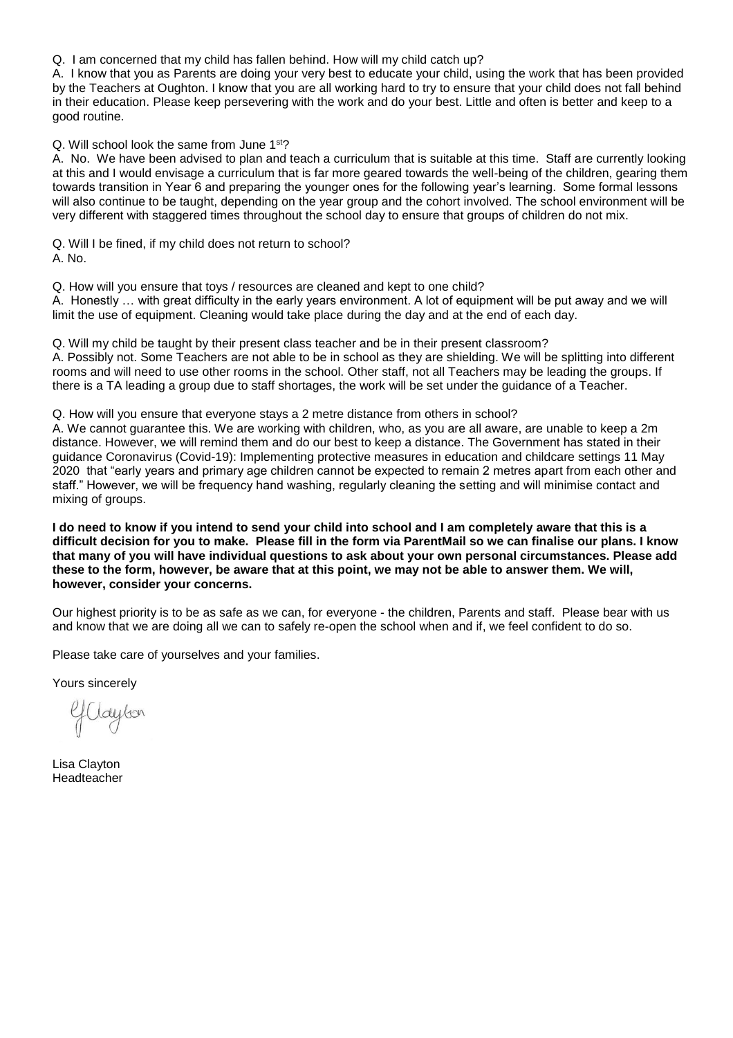Q. I am concerned that my child has fallen behind. How will my child catch up?

A. I know that you as Parents are doing your very best to educate your child, using the work that has been provided by the Teachers at Oughton. I know that you are all working hard to try to ensure that your child does not fall behind in their education. Please keep persevering with the work and do your best. Little and often is better and keep to a good routine.

Q. Will school look the same from June 1st?

A. No. We have been advised to plan and teach a curriculum that is suitable at this time. Staff are currently looking at this and I would envisage a curriculum that is far more geared towards the well-being of the children, gearing them towards transition in Year 6 and preparing the younger ones for the following year's learning. Some formal lessons will also continue to be taught, depending on the year group and the cohort involved. The school environment will be very different with staggered times throughout the school day to ensure that groups of children do not mix.

Q. Will I be fined, if my child does not return to school?

A. No.

Q. How will you ensure that toys / resources are cleaned and kept to one child?

A. Honestly … with great difficulty in the early years environment. A lot of equipment will be put away and we will limit the use of equipment. Cleaning would take place during the day and at the end of each day.

Q. Will my child be taught by their present class teacher and be in their present classroom?

A. Possibly not. Some Teachers are not able to be in school as they are shielding. We will be splitting into different rooms and will need to use other rooms in the school. Other staff, not all Teachers may be leading the groups. If there is a TA leading a group due to staff shortages, the work will be set under the guidance of a Teacher.

Q. How will you ensure that everyone stays a 2 metre distance from others in school?

A. We cannot guarantee this. We are working with children, who, as you are all aware, are unable to keep a 2m distance. However, we will remind them and do our best to keep a distance. The Government has stated in their guidance Coronavirus (Covid-19): Implementing protective measures in education and childcare settings 11 May 2020 that "early years and primary age children cannot be expected to remain 2 metres apart from each other and staff." However, we will be frequency hand washing, regularly cleaning the setting and will minimise contact and mixing of groups.

**I do need to know if you intend to send your child into school and I am completely aware that this is a difficult decision for you to make. Please fill in the form via ParentMail so we can finalise our plans. I know that many of you will have individual questions to ask about your own personal circumstances. Please add these to the form, however, be aware that at this point, we may not be able to answer them. We will, however, consider your concerns.**

Our highest priority is to be as safe as we can, for everyone - the children, Parents and staff. Please bear with us and know that we are doing all we can to safely re-open the school when and if, we feel confident to do so.

Please take care of yourselves and your families.

Yours sincerely

L Clayton

Lisa Clayton
Headteacher